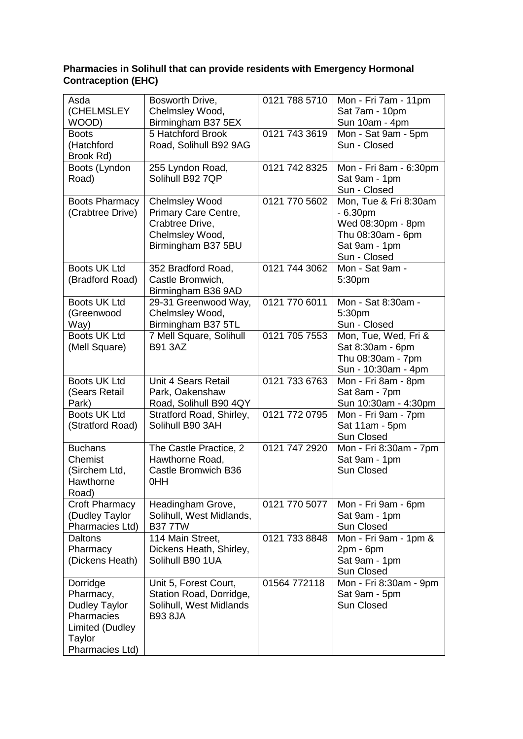**Pharmacies in Solihull that can provide residents with Emergency Hormonal Contraception (EHC)**

| | | | |
|---|---|---|---|
| Asda (CHELMSLEY WOOD) | Bosworth Drive, Chelmsley Wood, Birmingham B37 5EX | 0121 788 5710 | Mon - Fri 7am - 11pm<br>Sat 7am - 10pm<br>Sun 10am - 4pm |
| Boots (Hatchford Brook Rd) | 5 Hatchford Brook Road, Solihull B92 9AG | 0121 743 3619 | Mon - Sat 9am - 5pm<br>Sun - Closed |
| Boots (Lyndon Road) | 255 Lyndon Road, Solihull B92 7QP | 0121 742 8325 | Mon - Fri 8am - 6:30pm<br>Sat 9am - 1pm<br>Sun - Closed |
| Boots Pharmacy (Crabtree Drive) | Chelmsley Wood Primary Care Centre, Crabtree Drive, Chelmsley Wood, Birmingham B37 5BU | 0121 770 5602 | Mon, Tue & Fri 8:30am - 6.30pm<br>Wed 08:30pm - 8pm<br>Thu 08:30am - 6pm<br>Sat 9am - 1pm<br>Sun - Closed |
| Boots UK Ltd (Bradford Road) | 352 Bradford Road, Castle Bromwich, Birmingham B36 9AD | 0121 744 3062 | Mon - Sat 9am - 5:30pm |
| Boots UK Ltd (Greenwood Way) | 29-31 Greenwood Way, Chelmsley Wood, Birmingham B37 5TL | 0121 770 6011 | Mon - Sat 8:30am - 5:30pm<br>Sun - Closed |
| Boots UK Ltd (Mell Square) | 7 Mell Square, Solihull B91 3AZ | 0121 705 7553 | Mon, Tue, Wed, Fri & Sat 8:30am - 6pm<br>Thu 08:30am - 7pm<br>Sun - 10:30am - 4pm |
| Boots UK Ltd (Sears Retail Park) | Unit 4 Sears Retail Park, Oakenshaw Road, Solihull B90 4QY | 0121 733 6763 | Mon - Fri 8am - 8pm<br>Sat 8am - 7pm<br>Sun 10:30am - 4:30pm |
| Boots UK Ltd (Stratford Road) | Stratford Road, Shirley, Solihull B90 3AH | 0121 772 0795 | Mon - Fri 9am - 7pm<br>Sat 11am - 5pm<br>Sun Closed |
| Buchans Chemist (Sirchem Ltd, Hawthorne Road) | The Castle Practice, 2 Hawthorne Road, Castle Bromwich B36 0HH | 0121 747 2920 | Mon - Fri 8:30am - 7pm<br>Sat 9am - 1pm<br>Sun Closed |
| Croft Pharmacy (Dudley Taylor Pharmacies Ltd) | Headingham Grove, Solihull, West Midlands, B37 7TW | 0121 770 5077 | Mon - Fri 9am - 6pm<br>Sat 9am - 1pm<br>Sun Closed |
| Daltons Pharmacy (Dickens Heath) | 114 Main Street, Dickens Heath, Shirley, Solihull B90 1UA | 0121 733 8848 | Mon - Fri 9am - 1pm & 2pm - 6pm<br>Sat 9am - 1pm<br>Sun Closed |
| Dorridge Pharmacy, Dudley Taylor Pharmacies Limited (Dudley Taylor Pharmacies Ltd) | Unit 5, Forest Court, Station Road, Dorridge, Solihull, West Midlands B93 8JA | 01564 772118 | Mon - Fri 8:30am - 9pm<br>Sat 9am - 5pm<br>Sun Closed |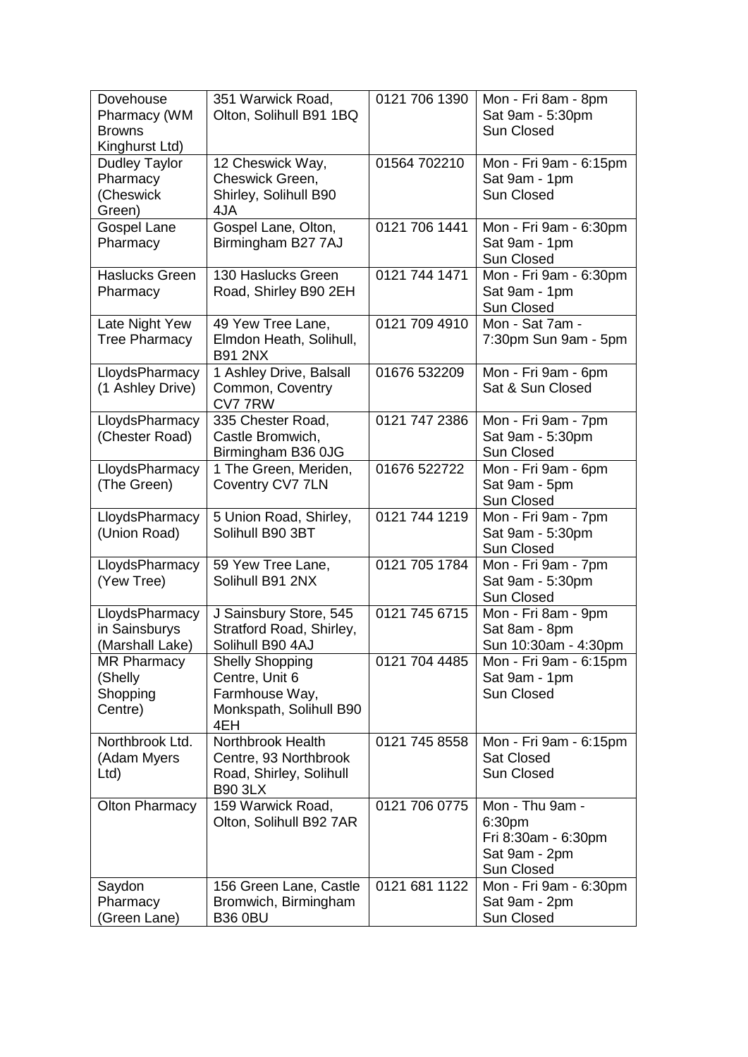| Dovehouse Pharmacy (WM Browns Kinghurst Ltd) | 351 Warwick Road, Olton, Solihull B91 1BQ | 0121 706 1390 | Mon - Fri 8am - 8pm Sat 9am - 5:30pm Sun Closed |
|---|---|---|---|
| Dudley Taylor Pharmacy (Cheswick Green) | 12 Cheswick Way, Cheswick Green, Shirley, Solihull B90 4JA | 01564 702210 | Mon - Fri 9am - 6:15pm Sat 9am - 1pm Sun Closed |
| Gospel Lane Pharmacy | Gospel Lane, Olton, Birmingham B27 7AJ | 0121 706 1441 | Mon - Fri 9am - 6:30pm Sat 9am - 1pm Sun Closed |
| Haslucks Green Pharmacy | 130 Haslucks Green Road, Shirley B90 2EH | 0121 744 1471 | Mon - Fri 9am - 6:30pm Sat 9am - 1pm Sun Closed |
| Late Night Yew Tree Pharmacy | 49 Yew Tree Lane, Elmdon Heath, Solihull, B91 2NX | 0121 709 4910 | Mon - Sat 7am - 7:30pm Sun 9am - 5pm |
| LloydsPharmacy (1 Ashley Drive) | 1 Ashley Drive, Balsall Common, Coventry CV7 7RW | 01676 532209 | Mon - Fri 9am - 6pm Sat & Sun Closed |
| LloydsPharmacy (Chester Road) | 335 Chester Road, Castle Bromwich, Birmingham B36 0JG | 0121 747 2386 | Mon - Fri 9am - 7pm Sat 9am - 5:30pm Sun Closed |
| LloydsPharmacy (The Green) | 1 The Green, Meriden, Coventry CV7 7LN | 01676 522722 | Mon - Fri 9am - 6pm Sat 9am - 5pm Sun Closed |
| LloydsPharmacy (Union Road) | 5 Union Road, Shirley, Solihull B90 3BT | 0121 744 1219 | Mon - Fri 9am - 7pm Sat 9am - 5:30pm Sun Closed |
| LloydsPharmacy (Yew Tree) | 59 Yew Tree Lane, Solihull B91 2NX | 0121 705 1784 | Mon - Fri 9am - 7pm Sat 9am - 5:30pm Sun Closed |
| LloydsPharmacy in Sainsburys (Marshall Lake) | J Sainsbury Store, 545 Stratford Road, Shirley, Solihull B90 4AJ | 0121 745 6715 | Mon - Fri 8am - 9pm Sat 8am - 8pm Sun 10:30am - 4:30pm |
| MR Pharmacy (Shelly Shopping Centre) | Shelly Shopping Centre, Unit 6 Farmhouse Way, Monkspath, Solihull B90 4EH | 0121 704 4485 | Mon - Fri 9am - 6:15pm Sat 9am - 1pm Sun Closed |
| Northbrook Ltd. (Adam Myers Ltd) | Northbrook Health Centre, 93 Northbrook Road, Shirley, Solihull B90 3LX | 0121 745 8558 | Mon - Fri 9am - 6:15pm Sat Closed Sun Closed |
| Olton Pharmacy | 159 Warwick Road, Olton, Solihull B92 7AR | 0121 706 0775 | Mon - Thu 9am - 6:30pm Fri 8:30am - 6:30pm Sat 9am - 2pm Sun Closed |
| Saydon Pharmacy (Green Lane) | 156 Green Lane, Castle Bromwich, Birmingham B36 0BU | 0121 681 1122 | Mon - Fri 9am - 6:30pm Sat 9am - 2pm Sun Closed |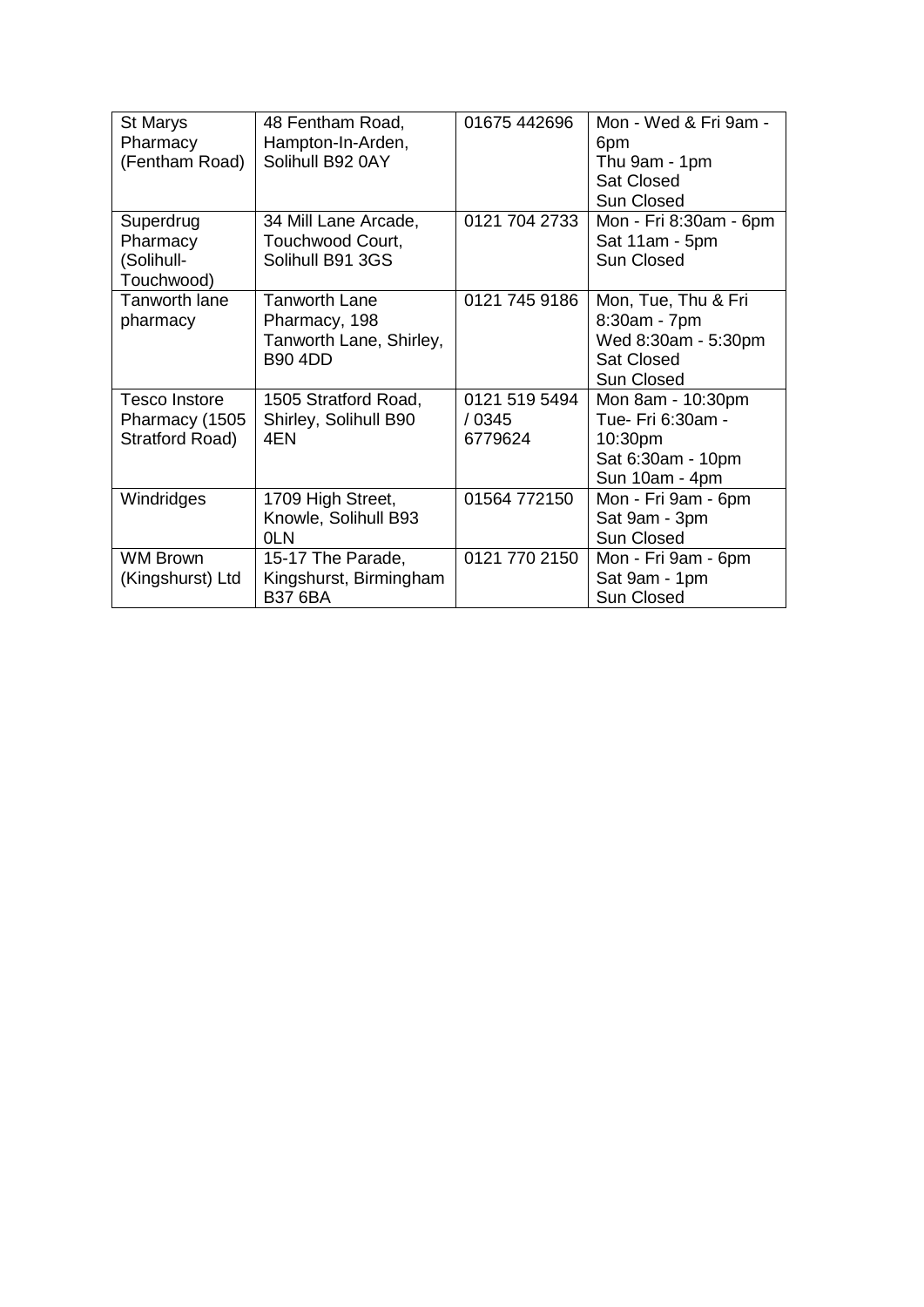| | | | |
|---|---|---|---|
| St Marys Pharmacy (Fentham Road) | 48 Fentham Road, Hampton-In-Arden, Solihull B92 0AY | 01675 442696 | Mon - Wed & Fri 9am - 6pm<br>Thu 9am - 1pm<br>Sat Closed<br>Sun Closed |
| Superdrug Pharmacy (Solihull-Touchwood) | 34 Mill Lane Arcade, Touchwood Court, Solihull B91 3GS | 0121 704 2733 | Mon - Fri 8:30am - 6pm<br>Sat 11am - 5pm<br>Sun Closed |
| Tanworth lane pharmacy | Tanworth Lane Pharmacy, 198 Tanworth Lane, Shirley, B90 4DD | 0121 745 9186 | Mon, Tue, Thu & Fri 8:30am - 7pm<br>Wed 8:30am - 5:30pm<br>Sat Closed<br>Sun Closed |
| Tesco Instore Pharmacy (1505 Stratford Road) | 1505 Stratford Road, Shirley, Solihull B90 4EN | 0121 519 5494 / 0345 6779624 | Mon 8am - 10:30pm<br>Tue- Fri 6:30am - 10:30pm<br>Sat 6:30am - 10pm<br>Sun 10am - 4pm |
| Windridges | 1709 High Street, Knowle, Solihull B93 0LN | 01564 772150 | Mon - Fri 9am - 6pm<br>Sat 9am - 3pm<br>Sun Closed |
| WM Brown (Kingshurst) Ltd | 15-17 The Parade, Kingshurst, Birmingham B37 6BA | 0121 770 2150 | Mon - Fri 9am - 6pm<br>Sat 9am - 1pm<br>Sun Closed |